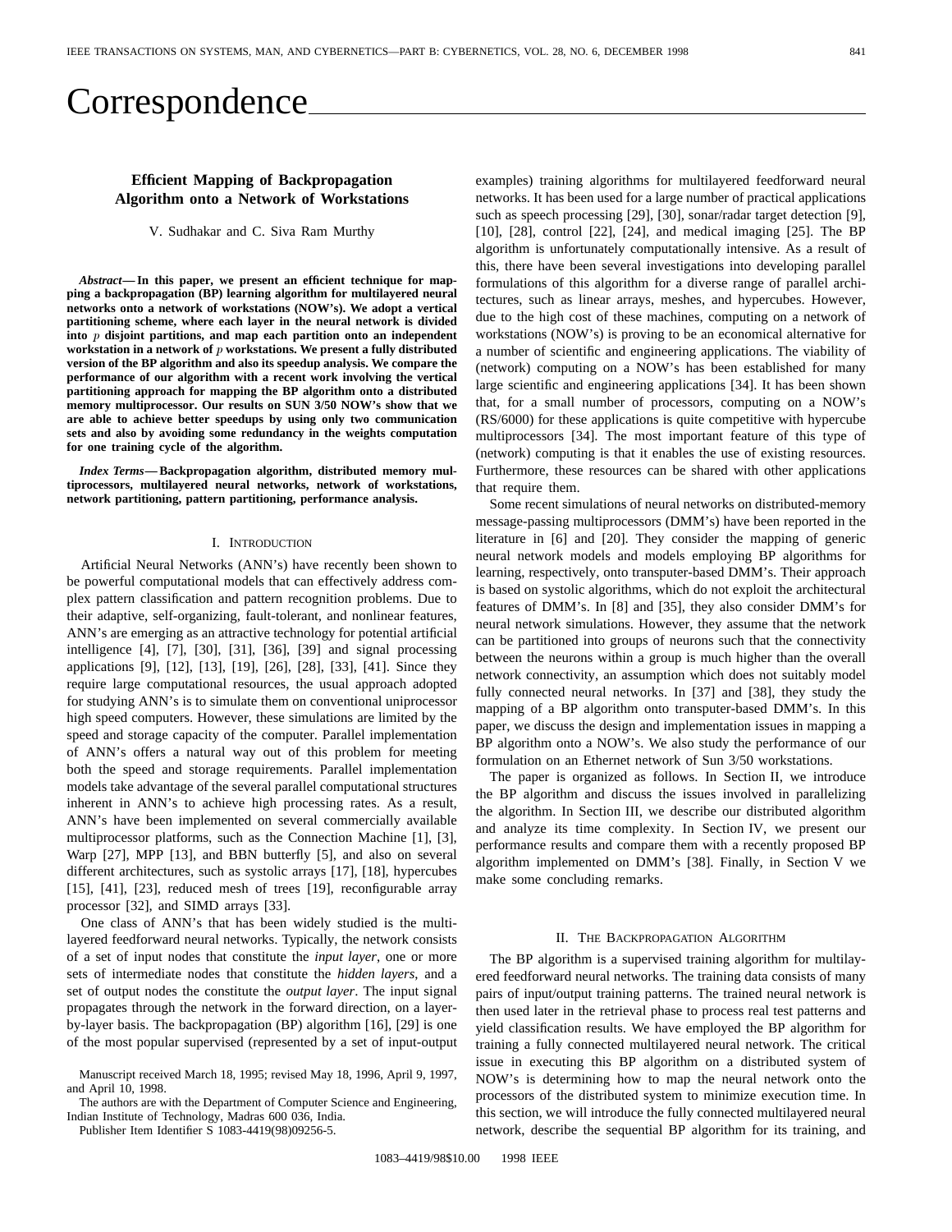# Correspondence

## Efficient Mapping of Backpropagation Algorithm onto a Network of Workstations

V. Sudhakar and C. Siva Ram Murthy

***Abstract*— In this paper, we present an efficient technique for mapping a backpropagation (BP) learning algorithm for multilayered neural networks onto a network of workstations (NOW's). We adopt a vertical partitioning scheme, where each layer in the neural network is divided into $p$ disjoint partitions, and map each partition onto an independent workstation in a network of $p$ workstations. We present a fully distributed version of the BP algorithm and also its speedup analysis. We compare the performance of our algorithm with a recent work involving the vertical partitioning approach for mapping the BP algorithm onto a distributed memory multiprocessor. Our results on SUN 3/50 NOW's show that we are able to achieve better speedups by using only two communication sets and also by avoiding some redundancy in the weights computation for one training cycle of the algorithm.**

***Index Terms*— Backpropagation algorithm, distributed memory multiprocessors, multilayered neural networks, network of workstations, network partitioning, pattern partitioning, performance analysis.**

### I. Introduction

Artificial Neural Networks (ANN's) have recently been shown to be powerful computational models that can effectively address complex pattern classification and pattern recognition problems. Due to their adaptive, self-organizing, fault-tolerant, and nonlinear features, ANN's are emerging as an attractive technology for potential artificial intelligence [4], [7], [30], [31], [36], [39] and signal processing applications [9], [12], [13], [19], [26], [28], [33], [41]. Since they require large computational resources, the usual approach adopted for studying ANN's is to simulate them on conventional uniprocessor high speed computers. However, these simulations are limited by the speed and storage capacity of the computer. Parallel implementation of ANN's offers a natural way out of this problem for meeting both the speed and storage requirements. Parallel implementation models take advantage of the several parallel computational structures inherent in ANN's to achieve high processing rates. As a result, ANN's have been implemented on several commercially available multiprocessor platforms, such as the Connection Machine [1], [3], Warp [27], MPP [13], and BBN butterfly [5], and also on several different architectures, such as systolic arrays [17], [18], hypercubes [15], [41], [23], reduced mesh of trees [19], reconfigurable array processor [32], and SIMD arrays [33].

One class of ANN's that has been widely studied is the multilayered feedforward neural networks. Typically, the network consists of a set of input nodes that constitute the *input layer*, one or more sets of intermediate nodes that constitute the *hidden layers*, and a set of output nodes the constitute the *output layer*. The input signal propagates through the network in the forward direction, on a layer-by-layer basis. The backpropagation (BP) algorithm [16], [29] is one of the most popular supervised (represented by a set of input-output examples) training algorithms for multilayered feedforward neural networks. It has been used for a large number of practical applications such as speech processing [29], [30], sonar/radar target detection [9], [10], [28], control [22], [24], and medical imaging [25]. The BP algorithm is unfortunately computationally intensive. As a result of this, there have been several investigations into developing parallel formulations of this algorithm for a diverse range of parallel architectures, such as linear arrays, meshes, and hypercubes. However, due to the high cost of these machines, computing on a network of workstations (NOW's) is proving to be an economical alternative for a number of scientific and engineering applications. The viability of (network) computing on a NOW's has been established for many large scientific and engineering applications [34]. It has been shown that, for a small number of processors, computing on a NOW's (RS/6000) for these applications is quite competitive with hypercube multiprocessors [34]. The most important feature of this type of (network) computing is that it enables the use of existing resources. Furthermore, these resources can be shared with other applications that require them.

Some recent simulations of neural networks on distributed-memory message-passing multiprocessors (DMM's) have been reported in the literature in [6] and [20]. They consider the mapping of generic neural network models and models employing BP algorithms for learning, respectively, onto transputer-based DMM's. Their approach is based on systolic algorithms, which do not exploit the architectural features of DMM's. In [8] and [35], they also consider DMM's for neural network simulations. However, they assume that the network can be partitioned into groups of neurons such that the connectivity between the neurons within a group is much higher than the overall network connectivity, an assumption which does not suitably model fully connected neural networks. In [37] and [38], they study the mapping of a BP algorithm onto transputer-based DMM's. In this paper, we discuss the design and implementation issues in mapping a BP algorithm onto a NOW's. We also study the performance of our formulation on an Ethernet network of Sun 3/50 workstations.

The paper is organized as follows. In Section II, we introduce the BP algorithm and discuss the issues involved in parallelizing the algorithm. In Section III, we describe our distributed algorithm and analyze its time complexity. In Section IV, we present our performance results and compare them with a recently proposed BP algorithm implemented on DMM's [38]. Finally, in Section V we make some concluding remarks.

### II. The Backpropagation Algorithm

The BP algorithm is a supervised training algorithm for multilayered feedforward neural networks. The training data consists of many pairs of input/output training patterns. The trained neural network is then used later in the retrieval phase to process real test patterns and yield classification results. We have employed the BP algorithm for training a fully connected multilayered neural network. The critical issue in executing this BP algorithm on a distributed system of NOW's is determining how to map the neural network onto the processors of the distributed system to minimize execution time. In this section, we will introduce the fully connected multilayered neural network, describe the sequential BP algorithm for its training, and

Manuscript received March 18, 1995; revised May 18, 1996, April 9, 1997, and April 10, 1998.

The authors are with the Department of Computer Science and Engineering, Indian Institute of Technology, Madras 600 036, India.

Publisher Item Identifier S 1083-4419(98)09256-5.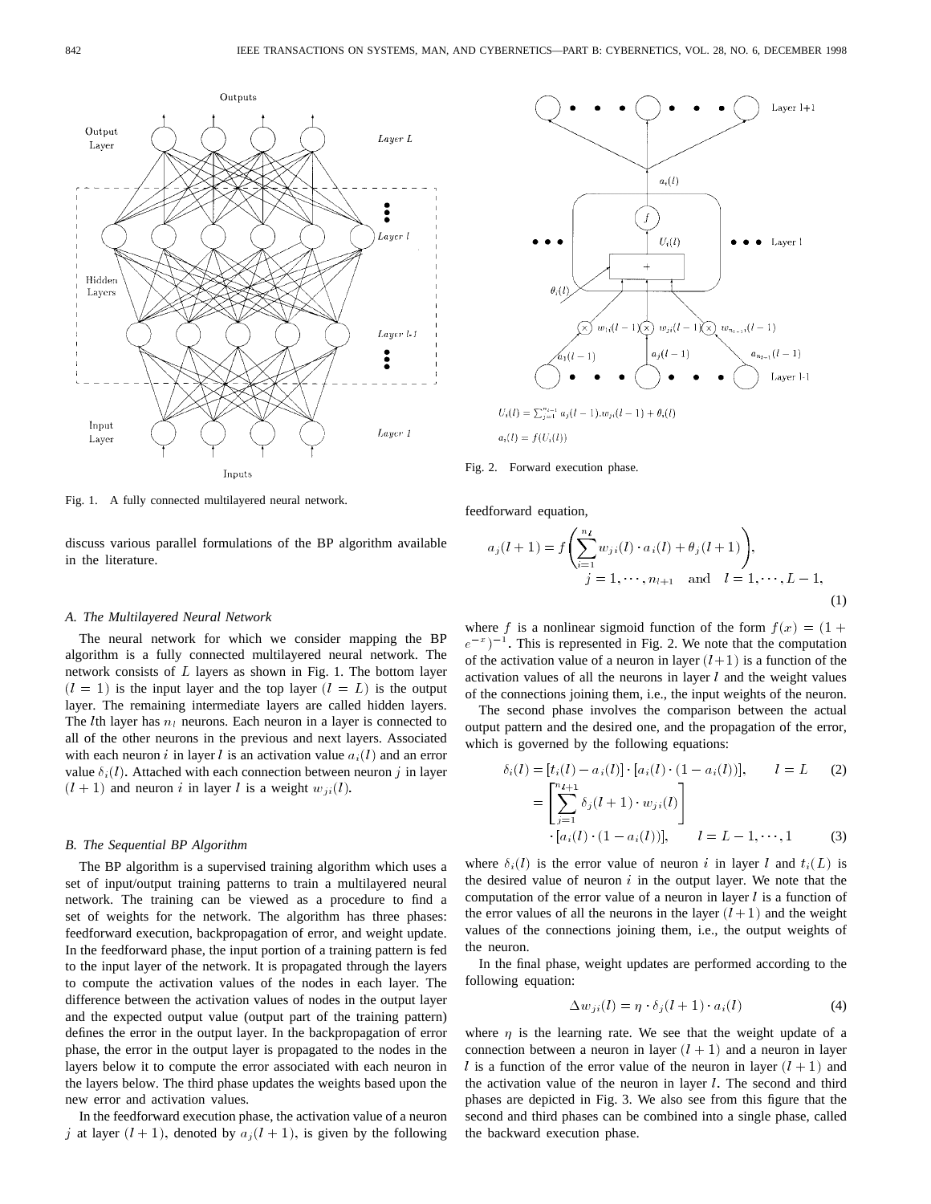Fig. 1. A fully connected multilayered neural network.

discuss various parallel formulations of the BP algorithm available in the literature.

### A. The Multilayered Neural Network

The neural network for which we consider mapping the BP algorithm is a fully connected multilayered neural network. The network consists of $L$ layers as shown in Fig. 1. The bottom layer $(l = 1)$ is the input layer and the top layer $(l = L)$ is the output layer. The remaining intermediate layers are called hidden layers. The $l$th layer has $n_l$ neurons. Each neuron in a layer is connected to all of the other neurons in the previous and next layers. Associated with each neuron $i$ in layer $l$ is an activation value $a_i(l)$ and an error value $\delta_i(l)$. Attached with each connection between neuron $j$ in layer $(l+1)$ and neuron $i$ in layer $l$ is a weight $w_{ji}(l)$.

### B. The Sequential BP Algorithm

The BP algorithm is a supervised training algorithm which uses a set of input/output training patterns to train a multilayered neural network. The training can be viewed as a procedure to find a set of weights for the network. The algorithm has three phases: feedforward execution, backpropagation of error, and weight update. In the feedforward phase, the input portion of a training pattern is fed to the input layer of the network. It is propagated through the layers to compute the activation values of the nodes in each layer. The difference between the activation values of nodes in the output layer and the expected output value (output part of the training pattern) defines the error in the output layer. In the backpropagation of error phase, the error in the output layer is propagated to the nodes in the layers below it to compute the error associated with each neuron in the layers below. The third phase updates the weights based upon the new error and activation values.

In the feedforward execution phase, the activation value of a neuron $j$ at layer $(l+1)$, denoted by $a_j(l+1)$, is given by the following feedforward equation,

$$a_j(l+1) = f\left(\sum_{i=1}^{n_l} w_{ji}(l) \cdot a_i(l) + \theta_j(l+1)\right), \quad j = 1, \cdots, n_{l+1} \quad \text{and} \quad l = 1, \cdots, L-1, \tag{1}$$

$$U_i(l) = \sum_{j=1}^{n_{l-1}} a_j(l-1).w_{ji}(l-1) + \theta_i(l)$$

$$a_i(l) = f(U_i(l))$$

Fig. 2. Forward execution phase.

where $f$ is a nonlinear sigmoid function of the form $f(x) = (1 + e^{-x})^{-1}$. This is represented in Fig. 2. We note that the computation of the activation value of a neuron in layer $(l+1)$ is a function of the activation values of all the neurons in layer $l$ and the weight values of the connections joining them, i.e., the input weights of the neuron.

The second phase involves the comparison between the actual output pattern and the desired one, and the propagation of the error, which is governed by the following equations:

$$\delta_i(l) = [t_i(l) - a_i(l)] \cdot [a_i(l) \cdot (1 - a_i(l))], \qquad l = L \tag{2}$$

$$= \left[\sum_{j=1}^{n_{l+1}} \delta_j(l+1) \cdot w_{ji}(l)\right] \cdot [a_i(l) \cdot (1 - a_i(l))], \qquad l = L-1, \cdots, 1 \tag{3}$$

where $\delta_i(l)$ is the error value of neuron $i$ in layer $l$ and $t_i(L)$ is the desired value of neuron $i$ in the output layer. We note that the computation of the error value of a neuron in layer $l$ is a function of the error values of all the neurons in the layer $(l+1)$ and the weight values of the connections joining them, i.e., the output weights of the neuron.

In the final phase, weight updates are performed according to the following equation:

$$\Delta w_{ji}(l) = \eta \cdot \delta_j(l+1) \cdot a_i(l) \tag{4}$$

where $\eta$ is the learning rate. We see that the weight update of a connection between a neuron in layer $(l+1)$ and a neuron in layer $l$ is a function of the error value of the neuron in layer $(l+1)$ and the activation value of the neuron in layer $l$. The second and third phases are depicted in Fig. 3. We also see from this figure that the second and third phases can be combined into a single phase, called the backward execution phase.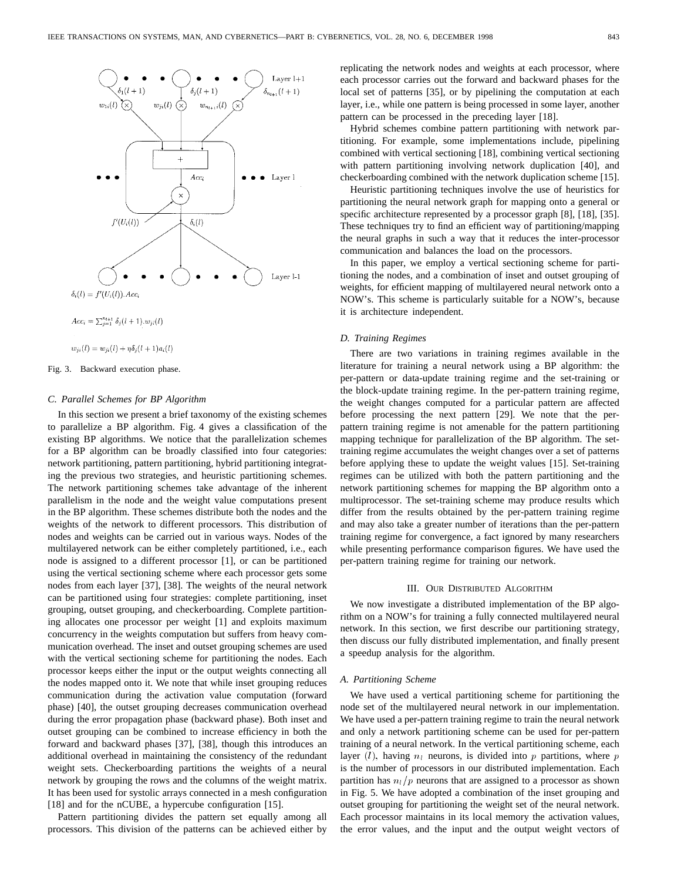$$\delta_i(l) = f'(U_i(l)).Acc_i$$

$$Acc_i = \sum_{j=1}^{n_{l+1}} \delta_j(l+1).w_{ji}(l)$$

$$w_{ji}(l) = w_{ji}(l) + \eta\delta_j(l+1)a_i(l)$$

Fig. 3. Backward execution phase.

### C. Parallel Schemes for BP Algorithm

In this section we present a brief taxonomy of the existing schemes to parallelize a BP algorithm. Fig. 4 gives a classification of the existing BP algorithms. We notice that the parallelization schemes for a BP algorithm can be broadly classified into four categories: network partitioning, pattern partitioning, hybrid partitioning integrating the previous two strategies, and heuristic partitioning schemes. The network partitioning schemes take advantage of the inherent parallelism in the node and the weight value computations present in the BP algorithm. These schemes distribute both the nodes and the weights of the network to different processors. This distribution of nodes and weights can be carried out in various ways. Nodes of the multilayered network can be either completely partitioned, i.e., each node is assigned to a different processor [1], or can be partitioned using the vertical sectioning scheme where each processor gets some nodes from each layer [37], [38]. The weights of the neural network can be partitioned using four strategies: complete partitioning, inset grouping, outset grouping, and checkerboarding. Complete partitioning allocates one processor per weight [1] and exploits maximum concurrency in the weights computation but suffers from heavy communication overhead. The inset and outset grouping schemes are used with the vertical sectioning scheme for partitioning the nodes. Each processor keeps either the input or the output weights connecting all the nodes mapped onto it. We note that while inset grouping reduces communication during the activation value computation (forward phase) [40], the outset grouping decreases communication overhead during the error propagation phase (backward phase). Both inset and outset grouping can be combined to increase efficiency in both the forward and backward phases [37], [38], though this introduces an additional overhead in maintaining the consistency of the redundant weight sets. Checkerboarding partitions the weights of a neural network by grouping the rows and the columns of the weight matrix. It has been used for systolic arrays connected in a mesh configuration [18] and for the nCUBE, a hypercube configuration [15].

Pattern partitioning divides the pattern set equally among all processors. This division of the patterns can be achieved either by replicating the network nodes and weights at each processor, where each processor carries out the forward and backward phases for the local set of patterns [35], or by pipelining the computation at each layer, i.e., while one pattern is being processed in some layer, another pattern can be processed in the preceding layer [18].

Hybrid schemes combine pattern partitioning with network partitioning. For example, some implementations include, pipelining combined with vertical sectioning [18], combining vertical sectioning with pattern partitioning involving network duplication [40], and checkerboarding combined with the network duplication scheme [15].

Heuristic partitioning techniques involve the use of heuristics for partitioning the neural network graph for mapping onto a general or specific architecture represented by a processor graph [8], [18], [35]. These techniques try to find an efficient way of partitioning/mapping the neural graphs in such a way that it reduces the inter-processor communication and balances the load on the processors.

In this paper, we employ a vertical sectioning scheme for partitioning the nodes, and a combination of inset and outset grouping of weights, for efficient mapping of multilayered neural network onto a NOW's. This scheme is particularly suitable for a NOW's, because it is architecture independent.

### D. Training Regimes

There are two variations in training regimes available in the literature for training a neural network using a BP algorithm: the per-pattern or data-update training regime and the set-training or the block-update training regime. In the per-pattern training regime, the weight changes computed for a particular pattern are affected before processing the next pattern [29]. We note that the per-pattern training regime is not amenable for the pattern partitioning mapping technique for parallelization of the BP algorithm. The set-training regime accumulates the weight changes over a set of patterns before applying these to update the weight values [15]. Set-training regimes can be utilized with both the pattern partitioning and the network partitioning schemes for mapping the BP algorithm onto a multiprocessor. The set-training scheme may produce results which differ from the results obtained by the per-pattern training regime and may also take a greater number of iterations than the per-pattern training regime for convergence, a fact ignored by many researchers while presenting performance comparison figures. We have used the per-pattern training regime for training our network.

## III. Our Distributed Algorithm

We now investigate a distributed implementation of the BP algorithm on a NOW's for training a fully connected multilayered neural network. In this section, we first describe our partitioning strategy, then discuss our fully distributed implementation, and finally present a speedup analysis for the algorithm.

### A. Partitioning Scheme

We have used a vertical partitioning scheme for partitioning the node set of the multilayered neural network in our implementation. We have used a per-pattern training regime to train the neural network and only a network partitioning scheme can be used for per-pattern training of a neural network. In the vertical partitioning scheme, each layer $(l)$, having $n_l$ neurons, is divided into $p$ partitions, where $p$ is the number of processors in our distributed implementation. Each partition has $n_l/p$ neurons that are assigned to a processor as shown in Fig. 5. We have adopted a combination of the inset grouping and outset grouping for partitioning the weight set of the neural network. Each processor maintains in its local memory the activation values, the error values, and the input and the output weight vectors of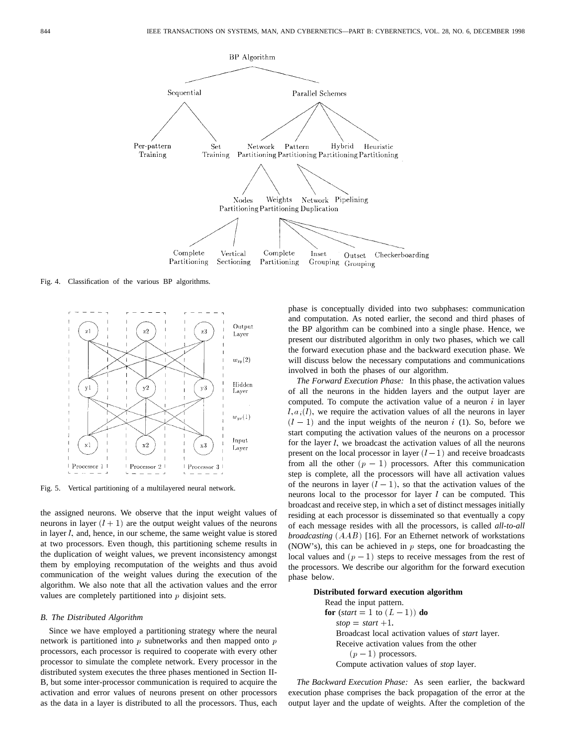Fig. 4. Classification of the various BP algorithms.

Fig. 5. Vertical partitioning of a multilayered neural network.

the assigned neurons. We observe that the input weight values of neurons in layer $(l+1)$ are the output weight values of the neurons in layer $l$, and, hence, in our scheme, the same weight value is stored at two processors. Even though, this partitioning scheme results in the duplication of weight values, we prevent inconsistency amongst them by employing recomputation of the weights and thus avoid communication of the weight values during the execution of the algorithm. We also note that all the activation values and the error values are completely partitioned into $p$ disjoint sets.

### *B. The Distributed Algorithm*

Since we have employed a partitioning strategy where the neural network is partitioned into $p$ subnetworks and then mapped onto $p$ processors, each processor is required to cooperate with every other processor to simulate the complete network. Every processor in the distributed system executes the three phases mentioned in Section II-B, but some inter-processor communication is required to acquire the activation and error values of neurons present on other processors as the data in a layer is distributed to all the processors. Thus, each phase is conceptually divided into two subphases: communication and computation. As noted earlier, the second and third phases of the BP algorithm can be combined into a single phase. Hence, we present our distributed algorithm in only two phases, which we call the forward execution phase and the backward execution phase. We will discuss below the necessary computations and communications involved in both the phases of our algorithm.

*The Forward Execution Phase:* In this phase, the activation values of all the neurons in the hidden layers and the output layer are computed. To compute the activation value of a neuron $i$ in layer $l, a_i(l)$, we require the activation values of all the neurons in layer $(l-1)$ and the input weights of the neuron $i$ (1). So, before we start computing the activation values of the neurons on a processor for the layer $l$, we broadcast the activation values of all the neurons present on the local processor in layer $(l-1)$ and receive broadcasts from all the other $(p-1)$ processors. After this communication step is complete, all the processors will have all activation values of the neurons in layer $(l-1)$, so that the activation values of the neurons local to the processor for layer $l$ can be computed. This broadcast and receive step, in which a set of distinct messages initially residing at each processor is disseminated so that eventually a copy of each message resides with all the processors, is called *all-to-all broadcasting* $(AAB)$ [16]. For an Ethernet network of workstations (NOW's), this can be achieved in $p$ steps, one for broadcasting the local values and $(p-1)$ steps to receive messages from the rest of the processors. We describe our algorithm for the forward execution phase below.

**Distributed forward execution algorithm**

Read the input pattern.
**for** (*start* $= 1$ to $(L-1)$) **do**
  *stop* $=$ *start* $+1$.
  Broadcast local activation values of *start* layer.
  Receive activation values from the other
    $(p-1)$ processors.
  Compute activation values of *stop* layer.

*The Backward Execution Phase:* As seen earlier, the backward execution phase comprises the back propagation of the error at the output layer and the update of weights. After the completion of the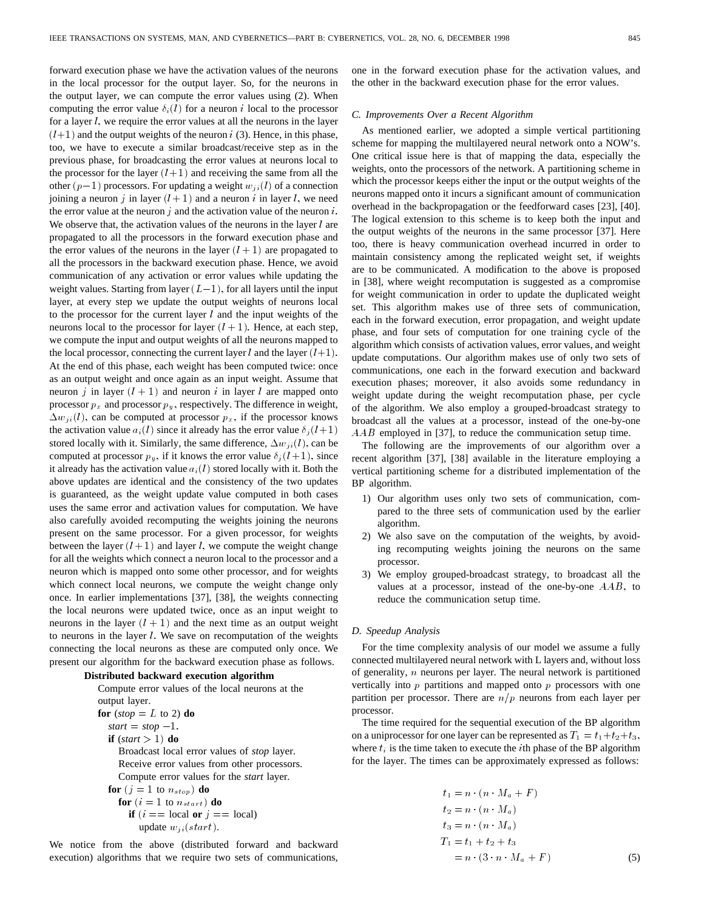forward execution phase we have the activation values of the neurons in the local processor for the output layer. So, for the neurons in the output layer, we can compute the error values using (2). When computing the error value $\delta_i(l)$ for a neuron $i$ local to the processor for a layer $l$, we require the error values at all the neurons in the layer $(l+1)$ and the output weights of the neuron $i$ (3). Hence, in this phase, too, we have to execute a similar broadcast/receive step as in the previous phase, for broadcasting the error values at neurons local to the processor for the layer $(l+1)$ and receiving the same from all the other $(p-1)$ processors. For updating a weight $w_{ji}(l)$ of a connection joining a neuron $j$ in layer $(l+1)$ and a neuron $i$ in layer $l$, we need the error value at the neuron $j$ and the activation value of the neuron $i$. We observe that, the activation values of the neurons in the layer $l$ are propagated to all the processors in the forward execution phase and the error values of the neurons in the layer $(l+1)$ are propagated to all the processors in the backward execution phase. Hence, we avoid communication of any activation or error values while updating the weight values. Starting from layer $(L-1)$, for all layers until the input layer, at every step we update the output weights of neurons local to the processor for the current layer $l$ and the input weights of the neurons local to the processor for layer $(l+1)$. Hence, at each step, we compute the input and output weights of all the neurons mapped to the local processor, connecting the current layer $l$ and the layer $(l+1)$. At the end of this phase, each weight has been computed twice: once as an output weight and once as an input weight. Assume that neuron $j$ in layer $(l+1)$ and neuron $i$ in layer $l$ are mapped onto processor $p_x$ and processor $p_y$, respectively. The difference in weight, $\Delta w_{ji}(l)$, can be computed at processor $p_x$, if the processor knows the activation value $a_i(l)$ since it already has the error value $\delta_j(l+1)$ stored locally with it. Similarly, the same difference, $\Delta w_{ji}(l)$, can be computed at processor $p_y$, if it knows the error value $\delta_j(l+1)$, since it already has the activation value $a_i(l)$ stored locally with it. Both the above updates are identical and the consistency of the two updates is guaranteed, as the weight update value computed in both cases uses the same error and activation values for computation. We have also carefully avoided recomputing the weights joining the neurons present on the same processor. For a given processor, for weights between the layer $(l+1)$ and layer $l$, we compute the weight change for all the weights which connect a neuron local to the processor and a neuron which is mapped onto some other processor, and for weights which connect local neurons, we compute the weight change only once. In earlier implementations [37], [38], the weights connecting the local neurons were updated twice, once as an input weight to neurons in the layer $(l+1)$ and the next time as an output weight to neurons in the layer $l$. We save on recomputation of the weights connecting the local neurons as these are computed only once. We present our algorithm for the backward execution phase as follows.

**Distributed backward execution algorithm**

```
Compute error values of the local neurons at the
output layer.
for (stop = L to 2) do
  start = stop −1.
  if (start > 1) do
    Broadcast local error values of stop layer.
    Receive error values from other processors.
    Compute error values for the start layer.
  for (j = 1 to n_stop) do
    for (i = 1 to n_start) do
      if (i == local or j == local)
        update w_ji(start).
```

We notice from the above (distributed forward and backward execution) algorithms that we require two sets of communications, one in the forward execution phase for the activation values, and the other in the backward execution phase for the error values.

### C. Improvements Over a Recent Algorithm

As mentioned earlier, we adopted a simple vertical partitioning scheme for mapping the multilayered neural network onto a NOW's. One critical issue here is that of mapping the data, especially the weights, onto the processors of the network. A partitioning scheme in which the processor keeps either the input or the output weights of the neurons mapped onto it incurs a significant amount of communication overhead in the backpropagation or the feedforward cases [23], [40]. The logical extension to this scheme is to keep both the input and the output weights of the neurons in the same processor [37]. Here too, there is heavy communication overhead incurred in order to maintain consistency among the replicated weight set, if weights are to be communicated. A modification to the above is proposed in [38], where weight recomputation is suggested as a compromise for weight communication in order to update the duplicated weight set. This algorithm makes use of three sets of communication, each in the forward execution, error propagation, and weight update phase, and four sets of computation for one training cycle of the algorithm which consists of activation values, error values, and weight update computations. Our algorithm makes use of only two sets of communications, one each in the forward execution and backward execution phases; moreover, it also avoids some redundancy in weight update during the weight recomputation phase, per cycle of the algorithm. We also employ a grouped-broadcast strategy to broadcast all the values at a processor, instead of the one-by-one $AAB$ employed in [37], to reduce the communication setup time.

The following are the improvements of our algorithm over a recent algorithm [37], [38] available in the literature employing a vertical partitioning scheme for a distributed implementation of the BP algorithm.

1) Our algorithm uses only two sets of communication, compared to the three sets of communication used by the earlier algorithm.
2) We also save on the computation of the weights, by avoiding recomputing weights joining the neurons on the same processor.
3) We employ grouped-broadcast strategy, to broadcast all the values at a processor, instead of the one-by-one $AAB$, to reduce the communication setup time.

### D. Speedup Analysis

For the time complexity analysis of our model we assume a fully connected multilayered neural network with L layers and, without loss of generality, $n$ neurons per layer. The neural network is partitioned vertically into $p$ partitions and mapped onto $p$ processors with one partition per processor. There are $n/p$ neurons from each layer per processor.

The time required for the sequential execution of the BP algorithm on a uniprocessor for one layer can be represented as $T_1 = t_1+t_2+t_3$, where $t_i$ is the time taken to execute the $i$th phase of the BP algorithm for the layer. The times can be approximately expressed as follows:

$$
\begin{aligned}
t_1 &= n \cdot (n \cdot M_a + F) \\
t_2 &= n \cdot (n \cdot M_a) \\
t_3 &= n \cdot (n \cdot M_a) \\
T_1 &= t_1 + t_2 + t_3 \\
&= n \cdot (3 \cdot n \cdot M_a + F)
\end{aligned}
\tag{5}
$$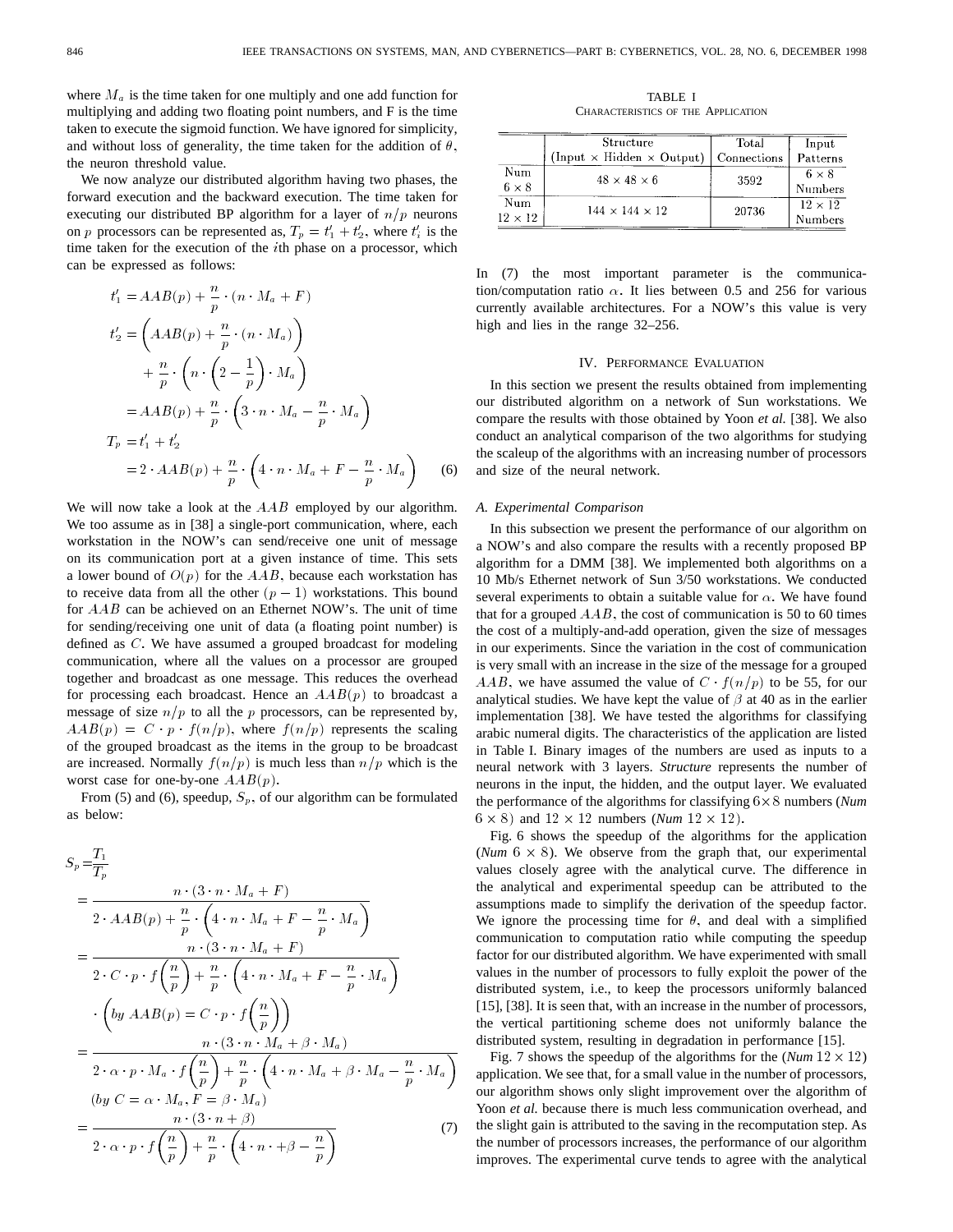where $M_a$ is the time taken for one multiply and one add function for multiplying and adding two floating point numbers, and F is the time taken to execute the sigmoid function. We have ignored for simplicity, and without loss of generality, the time taken for the addition of $\theta$, the neuron threshold value.

We now analyze our distributed algorithm having two phases, the forward execution and the backward execution. The time taken for executing our distributed BP algorithm for a layer of $n/p$ neurons on $p$ processors can be represented as, $T_p = t'_1 + t'_2$, where $t'_i$ is the time taken for the execution of the $i$th phase on a processor, which can be expressed as follows:

$$
\begin{aligned}
t'_1 &= AAB(p) + \frac{n}{p} \cdot (n \cdot M_a + F) \\
t'_2 &= \left( AAB(p) + \frac{n}{p} \cdot (n \cdot M_a) \right) \\
&\quad + \frac{n}{p} \cdot \left( n \cdot \left( 2 - \frac{1}{p} \right) \cdot M_a \right) \\
&= AAB(p) + \frac{n}{p} \cdot \left( 3 \cdot n \cdot M_a - \frac{n}{p} \cdot M_a \right) \\
T_p &= t'_1 + t'_2 \\
&= 2 \cdot AAB(p) + \frac{n}{p} \cdot \left( 4 \cdot n \cdot M_a + F - \frac{n}{p} \cdot M_a \right) \qquad (6)
\end{aligned}
$$

We will now take a look at the $AAB$ employed by our algorithm. We too assume as in [38] a single-port communication, where, each workstation in the NOW's can send/receive one unit of message on its communication port at a given instance of time. This sets a lower bound of $O(p)$ for the $AAB$, because each workstation has to receive data from all the other $(p-1)$ workstations. This bound for $AAB$ can be achieved on an Ethernet NOW's. The unit of time for sending/receiving one unit of data (a floating point number) is defined as $C$. We have assumed a grouped broadcast for modeling communication, where all the values on a processor are grouped together and broadcast as one message. This reduces the overhead for processing each broadcast. Hence an $AAB(p)$ to broadcast a message of size $n/p$ to all the $p$ processors, can be represented by, $AAB(p) = C \cdot p \cdot f(n/p)$, where $f(n/p)$ represents the scaling of the grouped broadcast as the items in the group to be broadcast are increased. Normally $f(n/p)$ is much less than $n/p$ which is the worst case for one-by-one $AAB(p)$.

From (5) and (6), speedup, $S_p$, of our algorithm can be formulated as below:

$$
\begin{aligned}
S_p &= \frac{T_1}{T_p} \\
&= \frac{n \cdot (3 \cdot n \cdot M_a + F)}{2 \cdot AAB(p) + \frac{n}{p} \cdot \left( 4 \cdot n \cdot M_a + F - \frac{n}{p} \cdot M_a \right)} \\
&= \frac{n \cdot (3 \cdot n \cdot M_a + F)}{2 \cdot C \cdot p \cdot f\left(\frac{n}{p}\right) + \frac{n}{p} \cdot \left( 4 \cdot n \cdot M_a + F - \frac{n}{p} \cdot M_a \right)} \\
&\quad \cdot \left( by\ AAB(p) = C \cdot p \cdot f\left(\frac{n}{p}\right) \right) \\
&= \frac{n \cdot (3 \cdot n \cdot M_a + \beta \cdot M_a)}{2 \cdot \alpha \cdot p \cdot M_a \cdot f\left(\frac{n}{p}\right) + \frac{n}{p} \cdot \left( 4 \cdot n \cdot M_a + \beta \cdot M_a - \frac{n}{p} \cdot M_a \right)} \\
&\quad (by\ C = \alpha \cdot M_a, F = \beta \cdot M_a) \\
&= \frac{n \cdot (3 \cdot n + \beta)}{2 \cdot \alpha \cdot p \cdot f\left(\frac{n}{p}\right) + \frac{n}{p} \cdot \left( 4 \cdot n \cdot + \beta - \frac{n}{p} \right)} \qquad (7)
\end{aligned}
$$

TABLE I
CHARACTERISTICS OF THE APPLICATION

| | Structure (Input × Hidden × Output) | Total Connections | Input Patterns |
|---|---|---|---|
| Num $6 \times 8$ | $48 \times 48 \times 6$ | 3592 | $6 \times 8$ Numbers |
| Num $12 \times 12$ | $144 \times 144 \times 12$ | 20736 | $12 \times 12$ Numbers |

In (7) the most important parameter is the communication/computation ratio $\alpha$. It lies between 0.5 and 256 for various currently available architectures. For a NOW's this value is very high and lies in the range 32–256.

## IV. Performance Evaluation

In this section we present the results obtained from implementing our distributed algorithm on a network of Sun workstations. We compare the results with those obtained by Yoon *et al.* [38]. We also conduct an analytical comparison of the two algorithms for studying the scaleup of the algorithms with an increasing number of processors and size of the neural network.

### A. Experimental Comparison

In this subsection we present the performance of our algorithm on a NOW's and also compare the results with a recently proposed BP algorithm for a DMM [38]. We implemented both algorithms on a 10 Mb/s Ethernet network of Sun 3/50 workstations. We conducted several experiments to obtain a suitable value for $\alpha$. We have found that for a grouped $AAB$, the cost of communication is 50 to 60 times the cost of a multiply-and-add operation, given the size of messages in our experiments. Since the variation in the cost of communication is very small with an increase in the size of the message for a grouped $AAB$, we have assumed the value of $C \cdot f(n/p)$ to be 55, for our analytical studies. We have kept the value of $\beta$ at 40 as in the earlier implementation [38]. We have tested the algorithms for classifying arabic numeral digits. The characteristics of the application are listed in Table I. Binary images of the numbers are used as inputs to a neural network with 3 layers. *Structure* represents the number of neurons in the input, the hidden, and the output layer. We evaluated the performance of the algorithms for classifying $6 \times 8$ numbers (*Num* $6 \times 8$) and $12 \times 12$ numbers (*Num* $12 \times 12$).

Fig. 6 shows the speedup of the algorithms for the application (*Num* $6 \times 8$). We observe from the graph that, our experimental values closely agree with the analytical curve. The difference in the analytical and experimental speedup can be attributed to the assumptions made to simplify the derivation of the speedup factor. We ignore the processing time for $\theta$, and deal with a simplified communication to computation ratio while computing the speedup factor for our distributed algorithm. We have experimented with small values in the number of processors to fully exploit the power of the distributed system, i.e., to keep the processors uniformly balanced [15], [38]. It is seen that, with an increase in the number of processors, the vertical partitioning scheme does not uniformly balance the distributed system, resulting in degradation in performance [15].

Fig. 7 shows the speedup of the algorithms for the (*Num* $12 \times 12$) application. We see that, for a small value in the number of processors, our algorithm shows only slight improvement over the algorithm of Yoon *et al.* because there is much less communication overhead, and the slight gain is attributed to the saving in the recomputation step. As the number of processors increases, the performance of our algorithm improves. The experimental curve tends to agree with the analytical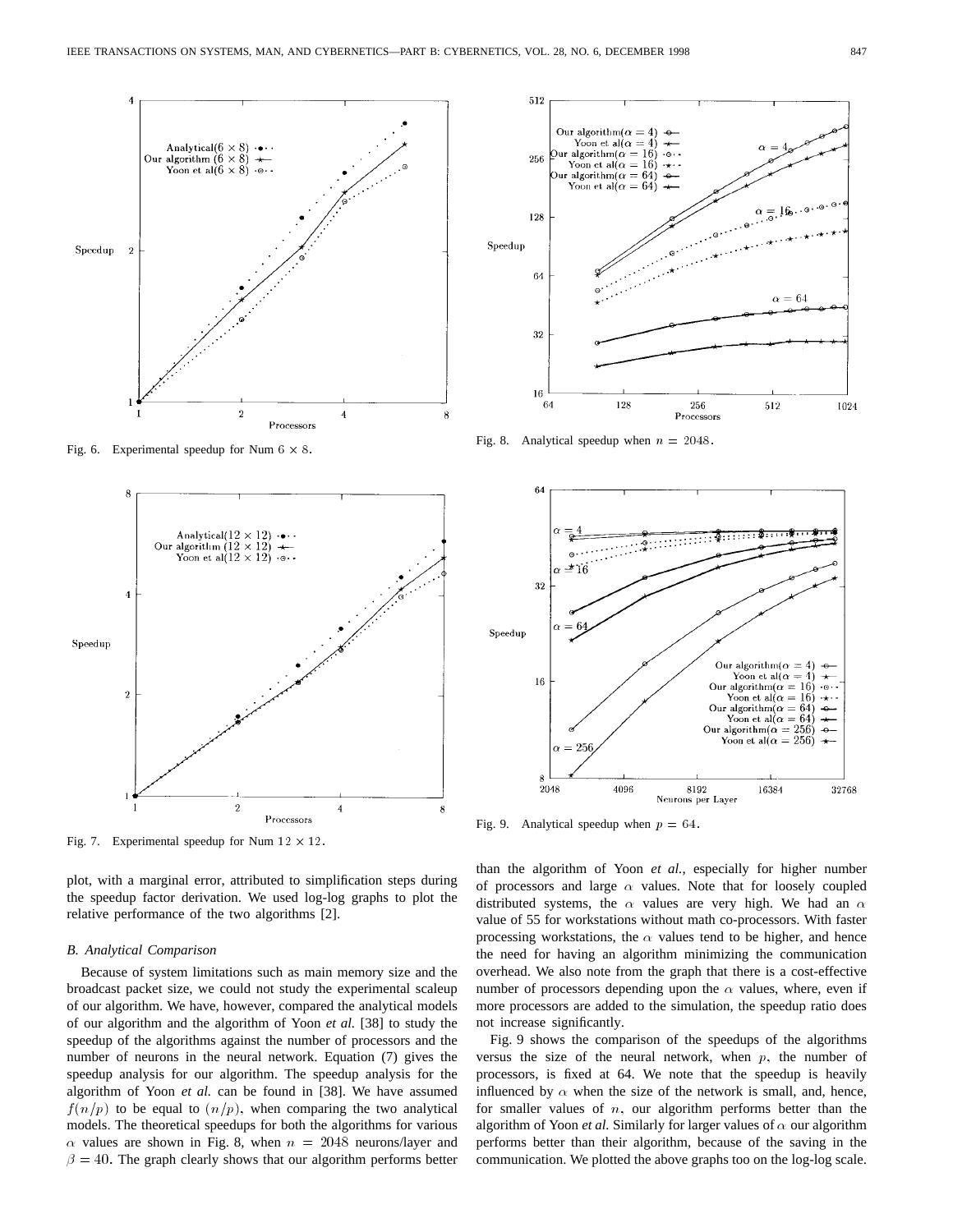Fig. 6. Experimental speedup for Num $6 \times 8$.

Fig. 7. Experimental speedup for Num $12 \times 12$.

Fig. 8. Analytical speedup when $n = 2048$.

Fig. 9. Analytical speedup when $p = 64$.

plot, with a marginal error, attributed to simplification steps during the speedup factor derivation. We used log-log graphs to plot the relative performance of the two algorithms [2].

### *B. Analytical Comparison*

Because of system limitations such as main memory size and the broadcast packet size, we could not study the experimental scaleup of our algorithm. We have, however, compared the analytical models of our algorithm and the algorithm of Yoon *et al.* [38] to study the speedup of the algorithms against the number of processors and the number of neurons in the neural network. Equation (7) gives the speedup analysis for our algorithm. The speedup analysis for the algorithm of Yoon *et al.* can be found in [38]. We have assumed $f(n/p)$ to be equal to $(n/p)$, when comparing the two analytical models. The theoretical speedups for both the algorithms for various $\alpha$ values are shown in Fig. 8, when $n = 2048$ neurons/layer and $\beta = 40$. The graph clearly shows that our algorithm performs better than the algorithm of Yoon *et al.*, especially for higher number of processors and large $\alpha$ values. Note that for loosely coupled distributed systems, the $\alpha$ values are very high. We had an $\alpha$ value of 55 for workstations without math co-processors. With faster processing workstations, the $\alpha$ values tend to be higher, and hence the need for having an algorithm minimizing the communication overhead. We also note from the graph that there is a cost-effective number of processors depending upon the $\alpha$ values, where, even if more processors are added to the simulation, the speedup ratio does not increase significantly.

Fig. 9 shows the comparison of the speedups of the algorithms versus the size of the neural network, when $p$, the number of processors, is fixed at 64. We note that the speedup is heavily influenced by $\alpha$ when the size of the network is small, and, hence, for smaller values of $n$, our algorithm performs better than the algorithm of Yoon *et al.* Similarly for larger values of $\alpha$ our algorithm performs better than their algorithm, because of the saving in the communication. We plotted the above graphs too on the log-log scale.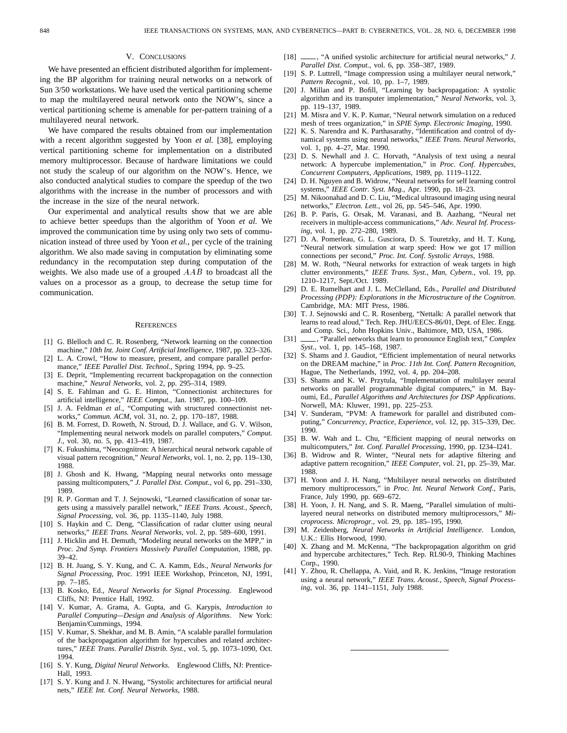## V. Conclusions

We have presented an efficient distributed algorithm for implementing the BP algorithm for training neural networks on a network of Sun 3/50 workstations. We have used the vertical partitioning scheme to map the multilayered neural network onto the NOW's, since a vertical partitioning scheme is amenable for per-pattern training of a multilayered neural network.

We have compared the results obtained from our implementation with a recent algorithm suggested by Yoon *et al.* [38], employing vertical partitioning scheme for implementation on a distributed memory multiprocessor. Because of hardware limitations we could not study the scaleup of our algorithm on the NOW's. Hence, we also conducted analytical studies to compare the speedup of the two algorithms with the increase in the number of processors and with the increase in the size of the neural network.

Our experimental and analytical results show that we are able to achieve better speedups than the algorithm of Yoon *et al.* We improved the communication time by using only two sets of communication instead of three used by Yoon *et al.*, per cycle of the training algorithm. We also made saving in computation by eliminating some redundancy in the recomputation step during computation of the weights. We also made use of a grouped $AAB$ to broadcast all the values on a processor as a group, to decrease the setup time for communication.

## References

[1] G. Blelloch and C. R. Rosenberg, "Network learning on the connection machine," *10th Int. Joint Conf. Artificial Intelligence*, 1987, pp. 323–326.

[2] L. A. Crowl, "How to measure, present, and compare parallel performance," *IEEE Parallel Dist. Technol.*, Spring 1994, pp. 9–25.

[3] E. Deprit, "Implementing recurrent backpropagation on the connection machine," *Neural Networks*, vol. 2, pp. 295–314, 1989.

[4] S. E. Fahlman and G. E. Hinton, "Connectionist architectures for artificial intelligence," *IEEE Comput.*, Jan. 1987, pp. 100–109.

[5] J. A. Feldman *et al.*, "Computing with structured connectionist networks," *Commun. ACM*, vol. 31, no. 2, pp. 170–187, 1988.

[6] B. M. Forrest, D. Roweth, N. Stroud, D. J. Wallace, and G. V. Wilson, "Implementing neural network models on parallel computers," *Comput. J.*, vol. 30, no. 5, pp. 413–419, 1987.

[7] K. Fukushima, "Neocognitron: A hierarchical neural network capable of visual pattern recognition," *Neural Networks*, vol. 1, no. 2, pp. 119–130, 1988.

[8] J. Ghosh and K. Hwang, "Mapping neural networks onto message passing multicomputers," *J. Parallel Dist. Comput.*, vol 6, pp. 291–330, 1989.

[9] R. P. Gorman and T. J. Sejnowski, "Learned classification of sonar targets using a massively parallel network," *IEEE Trans. Acoust., Speech, Signal Processing*, vol. 36, pp. 1135–1140, July 1988.

[10] S. Haykin and C. Deng, "Classification of radar clutter using neural networks," *IEEE Trans. Neural Networks*, vol. 2, pp. 589–600, 1991.

[11] J. Hicklin and H. Demuth, "Modeling neural networks on the MPP," in *Proc. 2nd Symp. Frontiers Massively Parallel Computation*, 1988, pp. 39–42.

[12] B. H. Juang, S. Y. Kung, and C. A. Kamm, Eds., *Neural Networks for Signal Processing*, Proc. 1991 IEEE Workshop, Princeton, NJ, 1991, pp. 7–185.

[13] B. Kosko, Ed., *Neural Networks for Signal Processing*. Englewood Cliffs, NJ: Prentice Hall, 1992.

[14] V. Kumar, A. Grama, A. Gupta, and G. Karypis, *Introduction to Parallel Computing—Design and Analysis of Algorithms*. New York: Benjamin/Cummings, 1994.

[15] V. Kumar, S. Shekhar, and M. B. Amin, "A scalable parallel formulation of the backpropagation algorithm for hypercubes and related architectures," *IEEE Trans. Parallel Distrib. Syst.*, vol. 5, pp. 1073–1090, Oct. 1994.

[16] S. Y. Kung, *Digital Neural Networks*. Englewood Cliffs, NJ: Prentice-Hall, 1993.

[17] S. Y. Kung and J. N. Hwang, "Systolic architectures for artificial neural nets," *IEEE Int. Conf. Neural Networks*, 1988.

[18] ——, "A unified systolic architecture for artificial neural networks," *J. Parallel Dist. Comput.*, vol. 6, pp. 358–387, 1989.

[19] S. P. Luttrell, "Image compression using a multilayer neural network," *Pattern Recognit.*, vol. 10, pp. 1–7, 1989.

[20] J. Millan and P. Bofill, "Learning by backpropagation: A systolic algorithm and its transputer implementation," *Neural Networks*, vol. 3, pp. 119–137, 1989.

[21] M. Misra and V. K. P. Kumar, "Neural network simulation on a reduced mesh of trees organization," in *SPIE Symp. Electronic Imaging*, 1990.

[22] K. S. Narendra and K. Parthasarathy, "Identification and control of dynamical systems using neural networks," *IEEE Trans. Neural Networks*, vol. 1, pp. 4–27, Mar. 1990.

[23] D. S. Newhall and J. C. Horvath, "Analysis of text using a neural network: A hypercube implementation," in *Proc. Conf. Hypercubes, Concurrent Computers, Applications*, 1989, pp. 1119–1122.

[24] D. H. Nguyen and B. Widrow, "Neural networks for self learning control systems," *IEEE Contr. Syst. Mag.*, Apr. 1990, pp. 18–23.

[25] M. Nikoonahad and D. C. Liu, "Medical ultrasound imaging using neural networks," *Electron. Lett.*, vol 26, pp. 545–546, Apr. 1990.

[26] B. P. Paris, G. Orsak, M. Varanasi, and B. Aazhang, "Neural net receivers in multiple-access communications," *Adv. Neural Inf. Processing*, vol. 1, pp. 272–280, 1989.

[27] D. A. Pomerleau, G. L. Gusciora, D. S. Touretzky, and H. T. Kung, "Neural network simulation at warp speed: How we got 17 million connections per second," *Proc. Int. Conf. Systolic Arrays*, 1988.

[28] M. W. Roth, "Neural networks for extraction of weak targets in high clutter environments," *IEEE Trans. Syst., Man, Cybern.*, vol. 19, pp. 1210–1217, Sept./Oct. 1989.

[29] D. E. Rumelhart and J. L. McClelland, Eds., *Parallel and Distributed Processing (PDP): Explorations in the Microstructure of the Cognitron*. Cambridge, MA: MIT Press, 1986.

[30] T. J. Sejnowski and C. R. Rosenberg, "Nettalk: A parallel network that learns to read aloud," Tech. Rep. JHU/EECS-86/01, Dept. of Elec. Engg. and Comp. Sci., John Hopkins Univ., Baltimore, MD, USA, 1986.

[31] ——, "Parallel networks that learn to pronounce English text," *Complex Syst.*, vol. 1, pp. 145–168, 1987.

[32] S. Shams and J. Gaudiot, "Efficient implementation of neural networks on the DREAM machine," in *Proc. 11th Int. Conf. Pattern Recognition*, Hague, The Netherlands, 1992, vol. 4, pp. 204–208.

[33] S. Shams and K. W. Przytula, "Implementation of multilayer neural networks on parallel programmable digital computers," in M. Bayoumi, Ed., *Parallel Algorithms and Architectures for DSP Applications*. Norwell, MA: Kluwer, 1991, pp. 225–253.

[34] V. Sunderam, "PVM: A framework for parallel and distributed computing," *Concurrency, Practice, Experience*, vol. 12, pp. 315–339, Dec. 1990.

[35] B. W. Wah and L. Chu, "Efficient mapping of neural networks on multicomputers," *Int. Conf. Parallel Processing*, 1990, pp. I234–I241.

[36] B. Widrow and R. Winter, "Neural nets for adaptive filtering and adaptive pattern recognition," *IEEE Computer*, vol. 21, pp. 25–39, Mar. 1988.

[37] H. Yoon and J. H. Nang, "Multilayer neural networks on distributed memory multiprocessors," in *Proc. Int. Neural Network Conf.*, Paris, France, July 1990, pp. 669–672.

[38] H. Yoon, J. H. Nang, and S. R. Maeng, "Parallel simulation of multilayered neural networks on distributed memory multiprocessors," *Microprocess. Microprogr.*, vol. 29, pp. 185–195, 1990.

[39] M. Zeidenberg, *Neural Networks in Artificial Intelligence*. London, U.K.: Ellis Horwood, 1990.

[40] X. Zhang and M. McKenna, "The backpropagation algorithm on grid and hypercube architectures," Tech. Rep. RL90-9, Thinking Machines Corp., 1990.

[41] Y. Zhou, R. Chellappa, A. Vaid, and R. K. Jenkins, "Image restoration using a neural network," *IEEE Trans. Acoust., Speech, Signal Processing*, vol. 36, pp. 1141–1151, July 1988.